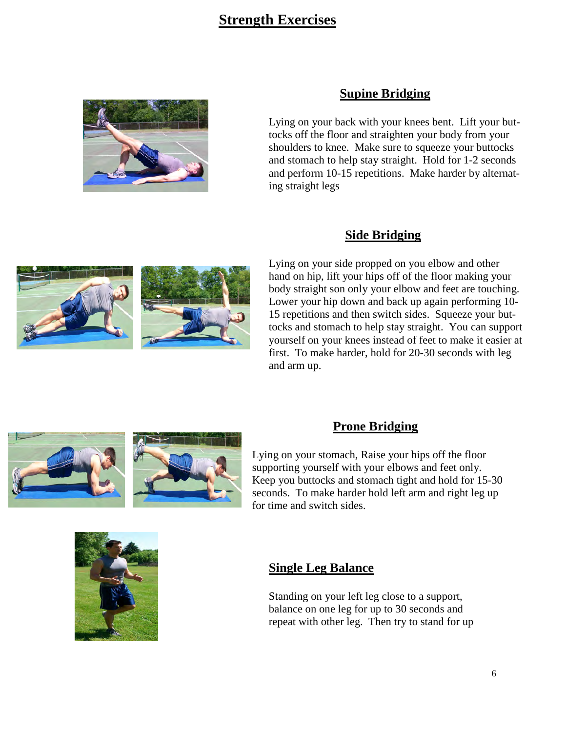# Strength Exercises

## Supine Bridging

Lying on your back with your knees bent. Lift your buttocks off the floor and straighten your body from your shoulders to knee. Make sure to squeeze your buttocks and stomach to help stay straight. Hold for 1-2 seconds and perform 10-15 repetitions. Make harder by alternating straight legs

## Side Bridging

Lying on your side propped on you elbow and other hand on hip, lift your hips off of the floor making your body straight son only your elbow and feet are touching. Lower your hip down and back up again performing 10-15 repetitions and then switch sides. Squeeze your buttocks and stomach to help stay straight. You can support yourself on your knees instead of feet to make it easier at first. To make harder, hold for 20-30 seconds with leg and arm up.

## Prone Bridging

Lying on your stomach, Raise your hips off the floor supporting yourself with your elbows and feet only. Keep you buttocks and stomach tight and hold for 15-30 seconds. To make harder hold left arm and right leg up for time and switch sides.

## Single Leg Balance

Standing on your left leg close to a support, balance on one leg for up to 30 seconds and repeat with other leg. Then try to stand for up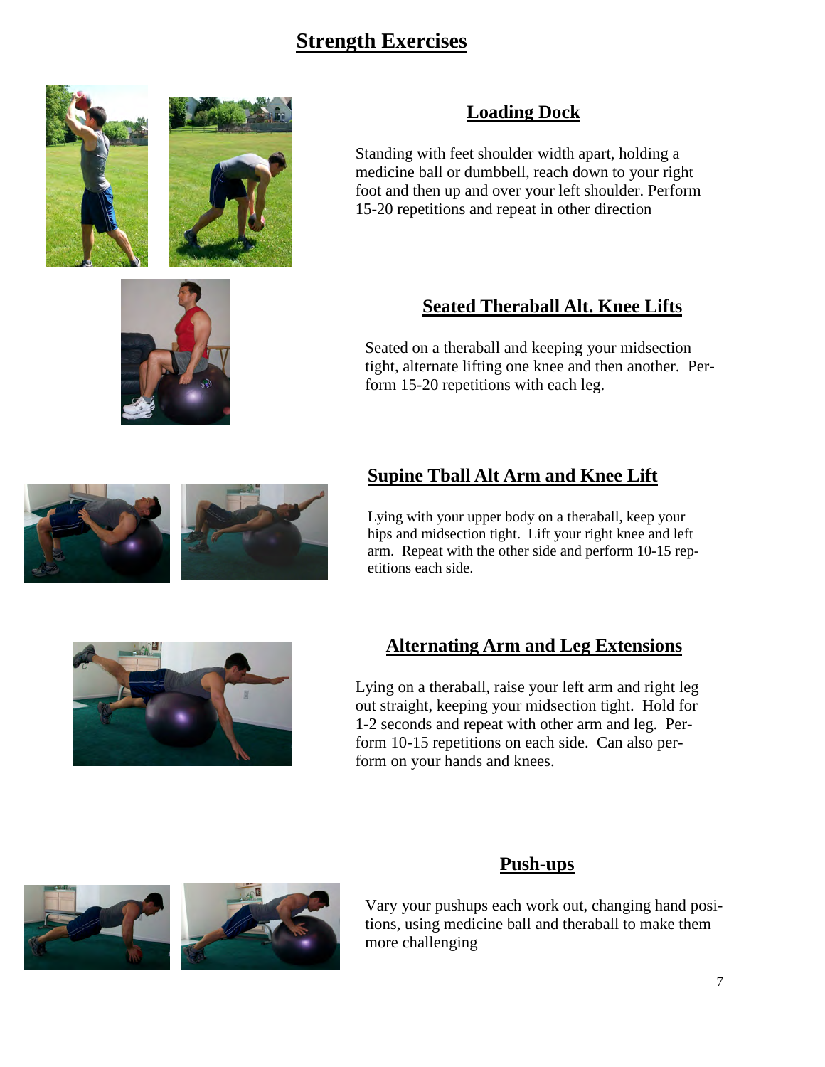# Strength Exercises

## Loading Dock

Standing with feet shoulder width apart, holding a medicine ball or dumbbell, reach down to your right foot and then up and over your left shoulder. Perform 15-20 repetitions and repeat in other direction

## Seated Theraball Alt. Knee Lifts

Seated on a theraball and keeping your midsection tight, alternate lifting one knee and then another. Perform 15-20 repetitions with each leg.

## Supine Tball Alt Arm and Knee Lift

Lying with your upper body on a theraball, keep your hips and midsection tight. Lift your right knee and left arm. Repeat with the other side and perform 10-15 repetitions each side.

## Alternating Arm and Leg Extensions

Lying on a theraball, raise your left arm and right leg out straight, keeping your midsection tight. Hold for 1-2 seconds and repeat with other arm and leg. Perform 10-15 repetitions on each side. Can also perform on your hands and knees.

## Push-ups

Vary your pushups each work out, changing hand positions, using medicine ball and theraball to make them more challenging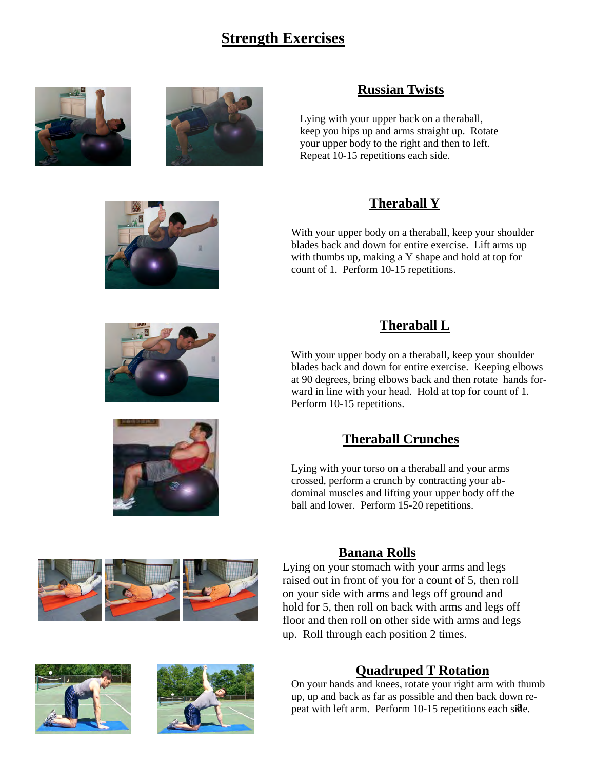# Strength Exercises

## Russian Twists

Lying with your upper back on a theraball, keep you hips up and arms straight up. Rotate your upper body to the right and then to left. Repeat 10-15 repetitions each side.

## Theraball Y

With your upper body on a theraball, keep your shoulder blades back and down for entire exercise. Lift arms up with thumbs up, making a Y shape and hold at top for count of 1. Perform 10-15 repetitions.

## Theraball L

With your upper body on a theraball, keep your shoulder blades back and down for entire exercise. Keeping elbows at 90 degrees, bring elbows back and then rotate hands forward in line with your head. Hold at top for count of 1. Perform 10-15 repetitions.

## Theraball Crunches

Lying with your torso on a theraball and your arms crossed, perform a crunch by contracting your abdominal muscles and lifting your upper body off the ball and lower. Perform 15-20 repetitions.

## Banana Rolls

Lying on your stomach with your arms and legs raised out in front of you for a count of 5, then roll on your side with arms and legs off ground and hold for 5, then roll on back with arms and legs off floor and then roll on other side with arms and legs up. Roll through each position 2 times.

## Quadruped T Rotation

On your hands and knees, rotate your right arm with thumb up, up and back as far as possible and then back down repeat with left arm. Perform 10-15 repetitions each side.